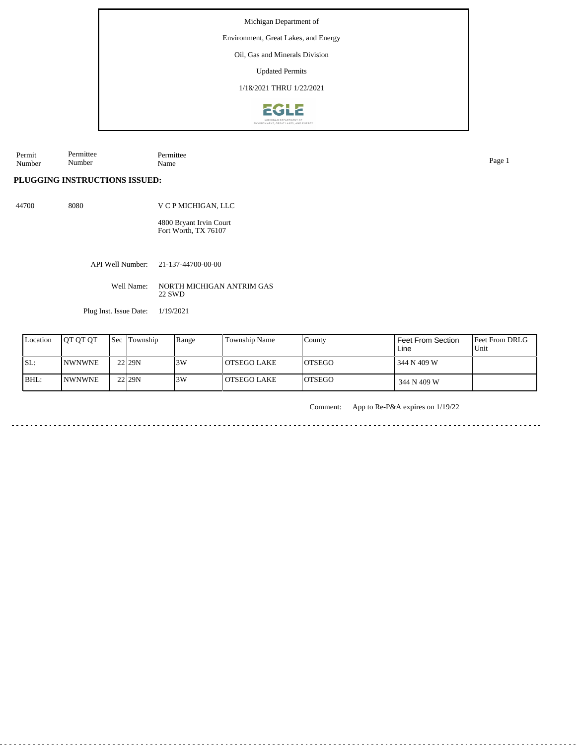Michigan Department of

Environment, Great Lakes, and Energy

Oil, Gas and Minerals Division

Updated Permits

1/18/2021 THRU 1/22/2021

| Permit Number | Permittee Number | Permittee Name |
|---|---|---|

**PLUGGING INSTRUCTIONS ISSUED:**

44700 8080 V C P MICHIGAN, LLC

4800 Bryant Irvin Court
Fort Worth, TX 76107

API Well Number: 21-137-44700-00-00

Well Name: NORTH MICHIGAN ANTRIM GAS 22 SWD

Plug Inst. Issue Date: 1/19/2021

| Location | QT QT QT | Sec | Township | Range | Township Name | County | Feet From Section Line | Feet From DRLG Unit |
|---|---|---|---|---|---|---|---|---|
| SL: | NWNWNE | 22 | 29N | 3W | OTSEGO LAKE | OTSEGO | 344 N 409 W | |
| BHL: | NWNWNE | 22 | 29N | 3W | OTSEGO LAKE | OTSEGO | 344 N 409 W | |

Comment: App to Re-P&A expires on 1/19/22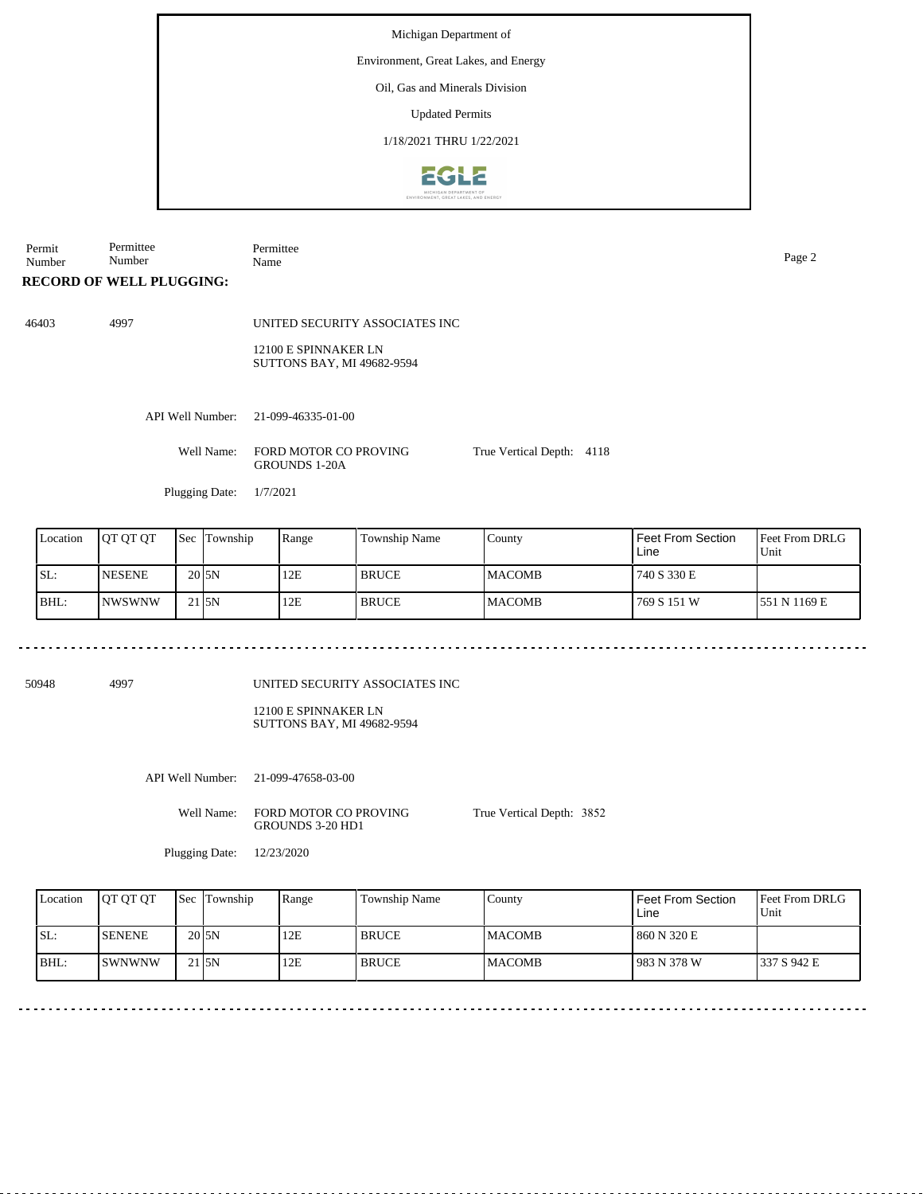Michigan Department of

Environment, Great Lakes, and Energy

Oil, Gas and Minerals Division

Updated Permits

1/18/2021 THRU 1/22/2021

| Permit Number | Permittee Number | Permittee Name |
|---|---|---|

**RECORD OF WELL PLUGGING:**

46403    4997    UNITED SECURITY ASSOCIATES INC

12100 E SPINNAKER LN
SUTTONS BAY, MI 49682-9594

API Well Number: 21-099-46335-01-00

Well Name: FORD MOTOR CO PROVING GROUNDS 1-20A    True Vertical Depth: 4118

Plugging Date: 1/7/2021

| Location | QT QT QT | Sec | Township | Range | Township Name | County | Feet From Section Line | Feet From DRLG Unit |
|---|---|---|---|---|---|---|---|---|
| SL: | NESENE | 20 | 5N | 12E | BRUCE | MACOMB | 740 S 330 E | |
| BHL: | NWSWNW | 21 | 5N | 12E | BRUCE | MACOMB | 769 S 151 W | 551 N 1169 E |

---

50948    4997    UNITED SECURITY ASSOCIATES INC

12100 E SPINNAKER LN
SUTTONS BAY, MI 49682-9594

API Well Number: 21-099-47658-03-00

Well Name: FORD MOTOR CO PROVING GROUNDS 3-20 HD1    True Vertical Depth: 3852

Plugging Date: 12/23/2020

| Location | QT QT QT | Sec | Township | Range | Township Name | County | Feet From Section Line | Feet From DRLG Unit |
|---|---|---|---|---|---|---|---|---|
| SL: | SENENE | 20 | 5N | 12E | BRUCE | MACOMB | 860 N 320 E | |
| BHL: | SWNWNW | 21 | 5N | 12E | BRUCE | MACOMB | 983 N 378 W | 337 S 942 E |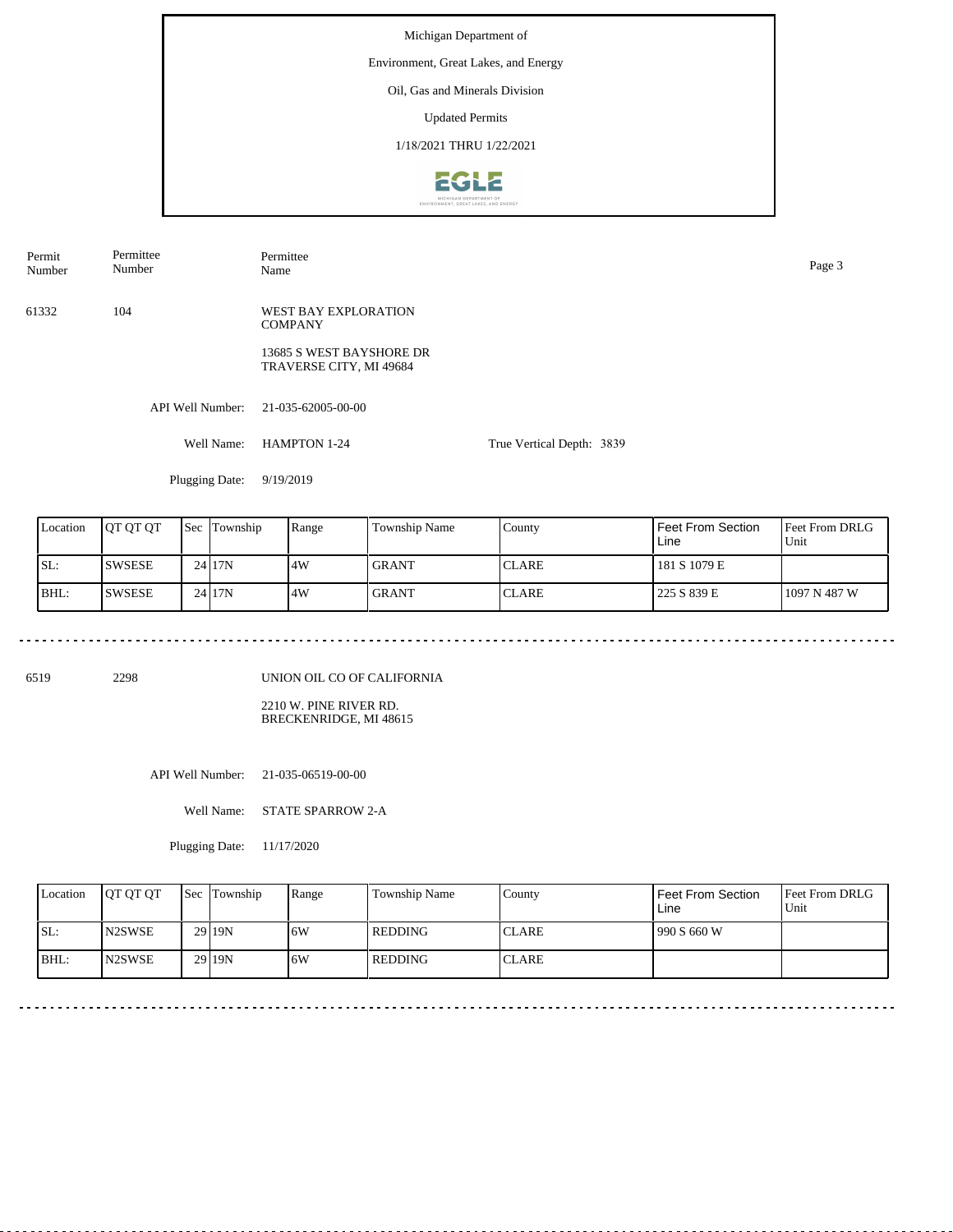Michigan Department of

Environment, Great Lakes, and Energy

Oil, Gas and Minerals Division

Updated Permits

1/18/2021 THRU 1/22/2021

| Permit Number | Permittee Number | Permittee Name |
|---|---|---|
| 61332 | 104 | WEST BAY EXPLORATION COMPANY<br>13685 S WEST BAYSHORE DR<br>TRAVERSE CITY, MI 49684 |

API Well Number: 21-035-62005-00-00

Well Name: HAMPTON 1-24

True Vertical Depth: 3839

Plugging Date: 9/19/2019

| Location | QT QT QT | Sec | Township | Range | Township Name | County | Feet From Section Line | Feet From DRLG Unit |
|---|---|---|---|---|---|---|---|---|
| SL: | SWSESE | 24 | 17N | 4W | GRANT | CLARE | 181 S 1079 E | |
| BHL: | SWSESE | 24 | 17N | 4W | GRANT | CLARE | 225 S 839 E | 1097 N 487 W |

---

| Permit Number | Permittee Number | Permittee Name |
|---|---|---|
| 6519 | 2298 | UNION OIL CO OF CALIFORNIA<br>2210 W. PINE RIVER RD.<br>BRECKENRIDGE, MI 48615 |

API Well Number: 21-035-06519-00-00

Well Name: STATE SPARROW 2-A

Plugging Date: 11/17/2020

| Location | QT QT QT | Sec | Township | Range | Township Name | County | Feet From Section Line | Feet From DRLG Unit |
|---|---|---|---|---|---|---|---|---|
| SL: | N2SWSE | 29 | 19N | 6W | REDDING | CLARE | 990 S 660 W | |
| BHL: | N2SWSE | 29 | 19N | 6W | REDDING | CLARE | | |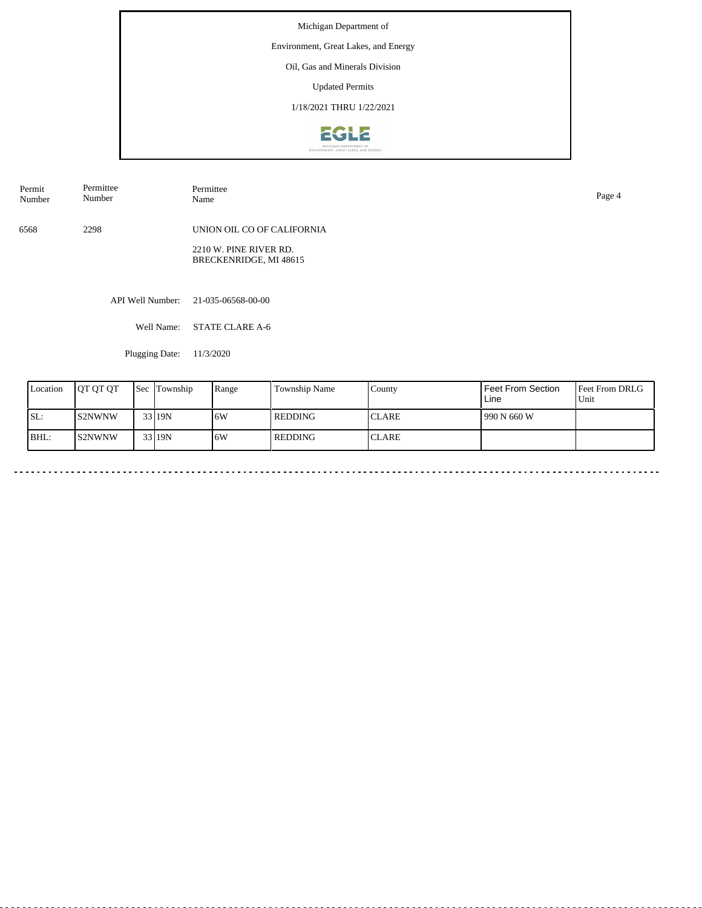Michigan Department of

Environment, Great Lakes, and Energy

Oil, Gas and Minerals Division

Updated Permits

1/18/2021 THRU 1/22/2021

| Permit Number | Permittee Number | Permittee Name |
|---|---|---|
| 6568 | 2298 | UNION OIL CO OF CALIFORNIA<br>2210 W. PINE RIVER RD.<br>BRECKENRIDGE, MI 48615 |

API Well Number: 21-035-06568-00-00

Well Name: STATE CLARE A-6

Plugging Date: 11/3/2020

| Location | QT QT QT | Sec | Township | Range | Township Name | County | Feet From Section Line | Feet From DRLG Unit |
|---|---|---|---|---|---|---|---|---|
| SL: | S2NWNW | 33 | 19N | 6W | REDDING | CLARE | 990 N 660 W | |
| BHL: | S2NWNW | 33 | 19N | 6W | REDDING | CLARE | | |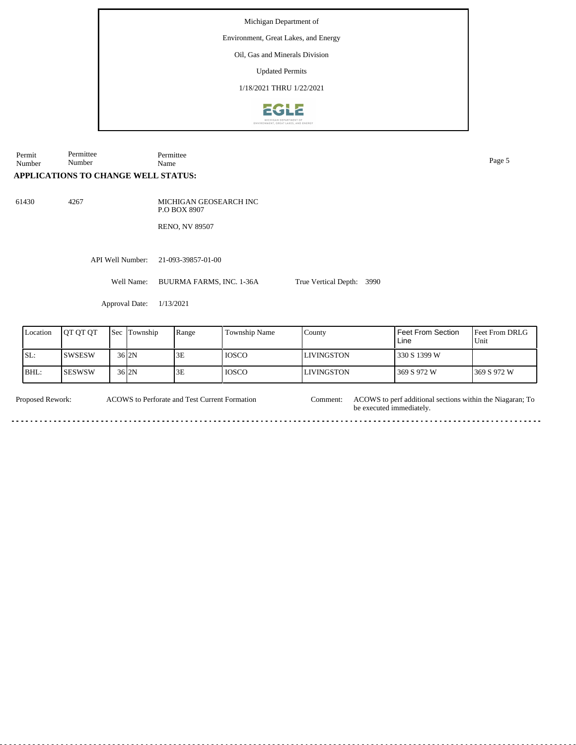Michigan Department of

Environment, Great Lakes, and Energy

Oil, Gas and Minerals Division

Updated Permits

1/18/2021 THRU 1/22/2021

| Permit Number | Permittee Number | Permittee Name |
|---|---|---|

**APPLICATIONS TO CHANGE WELL STATUS:**

61430 &nbsp;&nbsp; 4267 &nbsp;&nbsp; MICHIGAN GEOSEARCH INC
P.O BOX 8907

RENO, NV 89507

API Well Number: 21-093-39857-01-00

Well Name: BUURMA FARMS, INC. 1-36A &nbsp;&nbsp; True Vertical Depth: 3990

Approval Date: 1/13/2021

| Location | QT QT QT | Sec | Township | Range | Township Name | County | Feet From Section Line | Feet From DRLG Unit |
|---|---|---|---|---|---|---|---|---|
| SL: | SWSESW | 36 | 2N | 3E | IOSCO | LIVINGSTON | 330 S 1399 W | |
| BHL: | SESWSW | 36 | 2N | 3E | IOSCO | LIVINGSTON | 369 S 972 W | 369 S 972 W |

Proposed Rework: ACOWS to Perforate and Test Current Formation

Comment: ACOWS to perf additional sections within the Niagaran; To be executed immediately.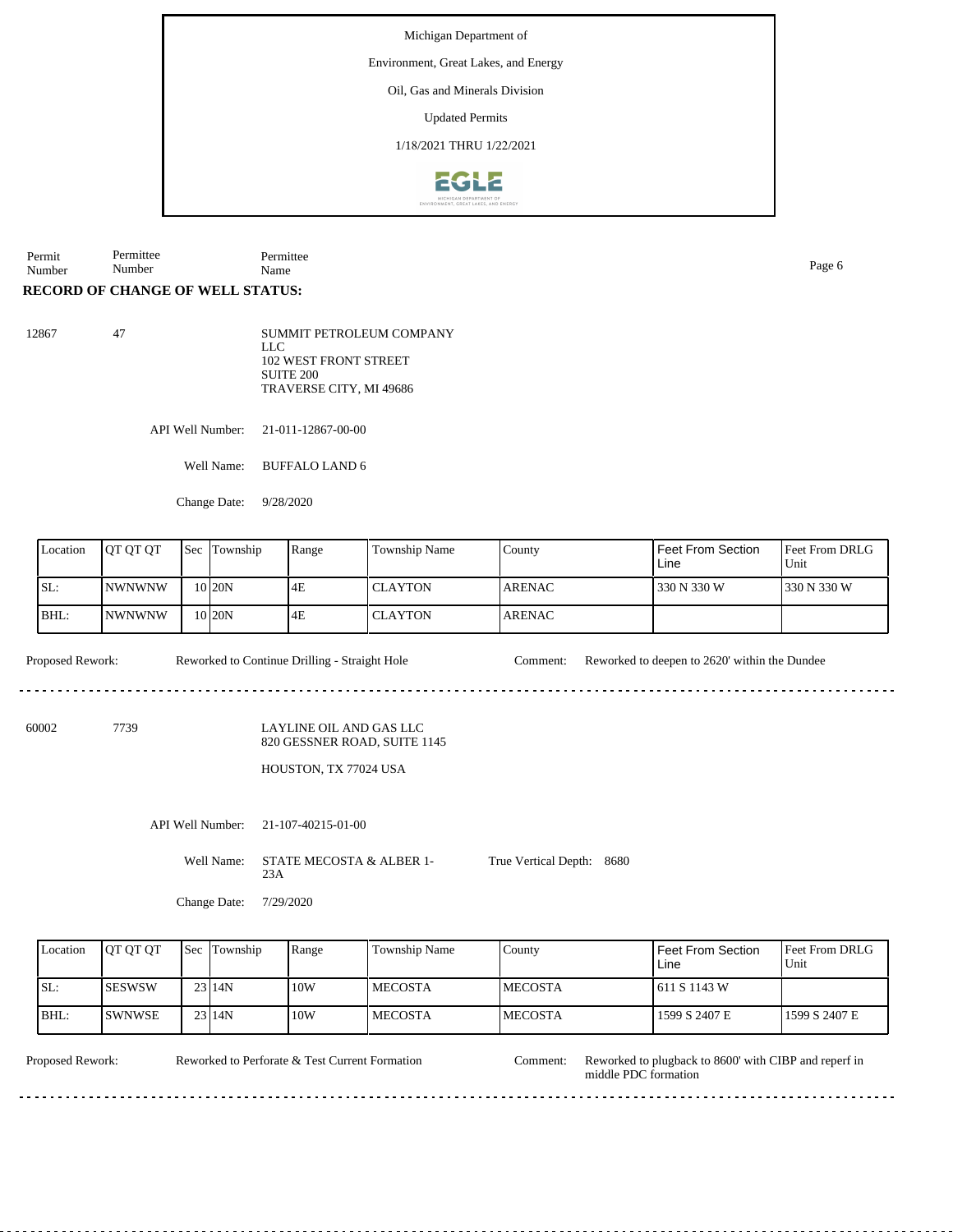Michigan Department of

Environment, Great Lakes, and Energy

Oil, Gas and Minerals Division

Updated Permits

1/18/2021 THRU 1/22/2021

| Permit Number | Permittee Number | Permittee Name |
|---|---|---|

**RECORD OF CHANGE OF WELL STATUS:**

12867 47 SUMMIT PETROLEUM COMPANY LLC
102 WEST FRONT STREET
SUITE 200
TRAVERSE CITY, MI 49686

API Well Number: 21-011-12867-00-00

Well Name: BUFFALO LAND 6

Change Date: 9/28/2020

| Location | QT QT QT | Sec | Township | Range | Township Name | County | Feet From Section Line | Feet From DRLG Unit |
|---|---|---|---|---|---|---|---|---|
| SL: | NWNWNW | 10 | 20N | 4E | CLAYTON | ARENAC | 330 N 330 W | 330 N 330 W |
| BHL: | NWNWNW | 10 | 20N | 4E | CLAYTON | ARENAC | | |

Proposed Rework: Reworked to Continue Drilling - Straight Hole

Comment: Reworked to deepen to 2620' within the Dundee

---

60002 7739 LAYLINE OIL AND GAS LLC
820 GESSNER ROAD, SUITE 1145
HOUSTON, TX 77024 USA

API Well Number: 21-107-40215-01-00

Well Name: STATE MECOSTA & ALBER 1-23A

True Vertical Depth: 8680

Change Date: 7/29/2020

| Location | QT QT QT | Sec | Township | Range | Township Name | County | Feet From Section Line | Feet From DRLG Unit |
|---|---|---|---|---|---|---|---|---|
| SL: | SESWSW | 23 | 14N | 10W | MECOSTA | MECOSTA | 611 S 1143 W | |
| BHL: | SWNWSE | 23 | 14N | 10W | MECOSTA | MECOSTA | 1599 S 2407 E | 1599 S 2407 E |

Proposed Rework: Reworked to Perforate & Test Current Formation

Comment: Reworked to plugback to 8600' with CIBP and reperf in middle PDC formation

---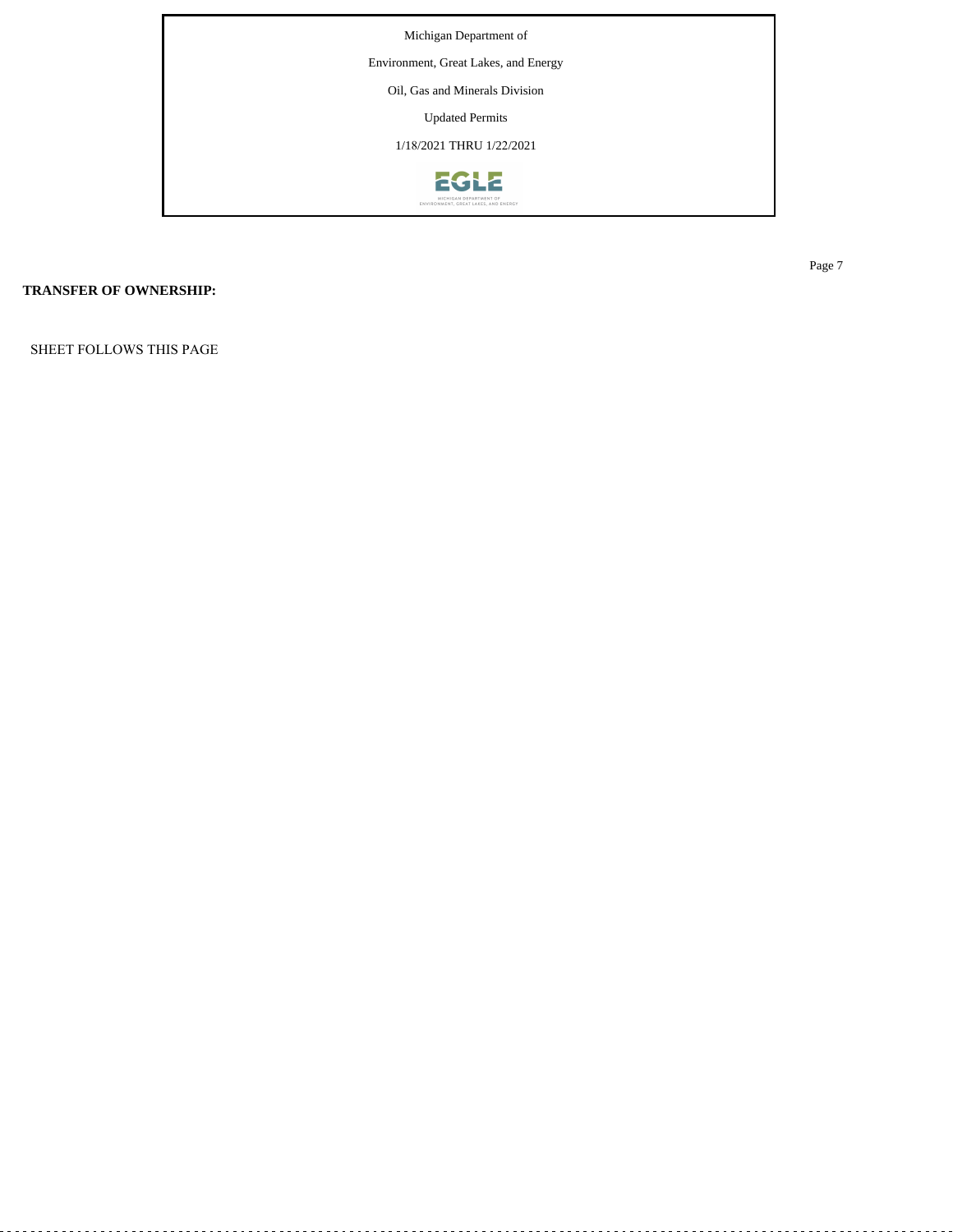**TRANSFER OF OWNERSHIP:**

SHEET FOLLOWS THIS PAGE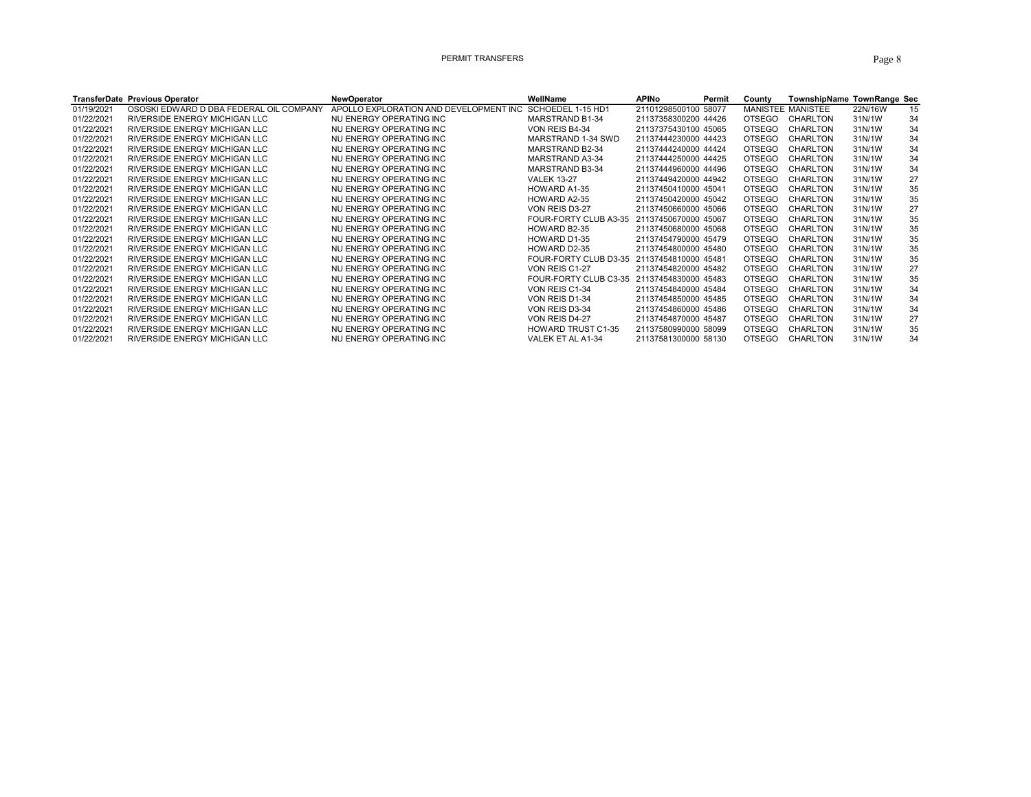# PERMIT TRANSFERS

| TransferDate | Previous Operator | NewOperator | WellName | APINo | Permit | County | TownshipName | TownRange | Sec |
|---|---|---|---|---|---|---|---|---|---|
| 01/19/2021 | OSOSKI EDWARD D DBA FEDERAL OIL COMPANY | APOLLO EXPLORATION AND DEVELOPMENT INC | SCHOEDEL 1-15 HD1 | 21101298500100 | 58077 | MANISTEE | MANISTEE | 22N/16W | 15 |
| 01/22/2021 | RIVERSIDE ENERGY MICHIGAN LLC | NU ENERGY OPERATING INC | MARSTRAND B1-34 | 21137358300200 | 44426 | OTSEGO | CHARLTON | 31N/1W | 34 |
| 01/22/2021 | RIVERSIDE ENERGY MICHIGAN LLC | NU ENERGY OPERATING INC | VON REIS B4-34 | 21137375430100 | 45065 | OTSEGO | CHARLTON | 31N/1W | 34 |
| 01/22/2021 | RIVERSIDE ENERGY MICHIGAN LLC | NU ENERGY OPERATING INC | MARSTRAND 1-34 SWD | 21137444230000 | 44423 | OTSEGO | CHARLTON | 31N/1W | 34 |
| 01/22/2021 | RIVERSIDE ENERGY MICHIGAN LLC | NU ENERGY OPERATING INC | MARSTRAND B2-34 | 21137444240000 | 44424 | OTSEGO | CHARLTON | 31N/1W | 34 |
| 01/22/2021 | RIVERSIDE ENERGY MICHIGAN LLC | NU ENERGY OPERATING INC | MARSTRAND A3-34 | 21137444250000 | 44425 | OTSEGO | CHARLTON | 31N/1W | 34 |
| 01/22/2021 | RIVERSIDE ENERGY MICHIGAN LLC | NU ENERGY OPERATING INC | MARSTRAND B3-34 | 21137444960000 | 44496 | OTSEGO | CHARLTON | 31N/1W | 34 |
| 01/22/2021 | RIVERSIDE ENERGY MICHIGAN LLC | NU ENERGY OPERATING INC | VALEK 13-27 | 21137449420000 | 44942 | OTSEGO | CHARLTON | 31N/1W | 27 |
| 01/22/2021 | RIVERSIDE ENERGY MICHIGAN LLC | NU ENERGY OPERATING INC | HOWARD A1-35 | 21137450410000 | 45041 | OTSEGO | CHARLTON | 31N/1W | 35 |
| 01/22/2021 | RIVERSIDE ENERGY MICHIGAN LLC | NU ENERGY OPERATING INC | HOWARD A2-35 | 21137450420000 | 45042 | OTSEGO | CHARLTON | 31N/1W | 35 |
| 01/22/2021 | RIVERSIDE ENERGY MICHIGAN LLC | NU ENERGY OPERATING INC | VON REIS D3-27 | 21137450660000 | 45066 | OTSEGO | CHARLTON | 31N/1W | 27 |
| 01/22/2021 | RIVERSIDE ENERGY MICHIGAN LLC | NU ENERGY OPERATING INC | FOUR-FORTY CLUB A3-35 | 21137450670000 | 45067 | OTSEGO | CHARLTON | 31N/1W | 35 |
| 01/22/2021 | RIVERSIDE ENERGY MICHIGAN LLC | NU ENERGY OPERATING INC | HOWARD B2-35 | 21137450680000 | 45068 | OTSEGO | CHARLTON | 31N/1W | 35 |
| 01/22/2021 | RIVERSIDE ENERGY MICHIGAN LLC | NU ENERGY OPERATING INC | HOWARD D1-35 | 21137454790000 | 45479 | OTSEGO | CHARLTON | 31N/1W | 35 |
| 01/22/2021 | RIVERSIDE ENERGY MICHIGAN LLC | NU ENERGY OPERATING INC | HOWARD D2-35 | 21137454800000 | 45480 | OTSEGO | CHARLTON | 31N/1W | 35 |
| 01/22/2021 | RIVERSIDE ENERGY MICHIGAN LLC | NU ENERGY OPERATING INC | FOUR-FORTY CLUB D3-35 | 21137454810000 | 45481 | OTSEGO | CHARLTON | 31N/1W | 35 |
| 01/22/2021 | RIVERSIDE ENERGY MICHIGAN LLC | NU ENERGY OPERATING INC | VON REIS C1-27 | 21137454820000 | 45482 | OTSEGO | CHARLTON | 31N/1W | 27 |
| 01/22/2021 | RIVERSIDE ENERGY MICHIGAN LLC | NU ENERGY OPERATING INC | FOUR-FORTY CLUB C3-35 | 21137454830000 | 45483 | OTSEGO | CHARLTON | 31N/1W | 35 |
| 01/22/2021 | RIVERSIDE ENERGY MICHIGAN LLC | NU ENERGY OPERATING INC | VON REIS C1-34 | 21137454840000 | 45484 | OTSEGO | CHARLTON | 31N/1W | 34 |
| 01/22/2021 | RIVERSIDE ENERGY MICHIGAN LLC | NU ENERGY OPERATING INC | VON REIS D1-34 | 21137454850000 | 45485 | OTSEGO | CHARLTON | 31N/1W | 34 |
| 01/22/2021 | RIVERSIDE ENERGY MICHIGAN LLC | NU ENERGY OPERATING INC | VON REIS D3-34 | 21137454860000 | 45486 | OTSEGO | CHARLTON | 31N/1W | 34 |
| 01/22/2021 | RIVERSIDE ENERGY MICHIGAN LLC | NU ENERGY OPERATING INC | VON REIS D4-27 | 21137454870000 | 45487 | OTSEGO | CHARLTON | 31N/1W | 27 |
| 01/22/2021 | RIVERSIDE ENERGY MICHIGAN LLC | NU ENERGY OPERATING INC | HOWARD TRUST C1-35 | 21137580990000 | 58099 | OTSEGO | CHARLTON | 31N/1W | 35 |
| 01/22/2021 | RIVERSIDE ENERGY MICHIGAN LLC | NU ENERGY OPERATING INC | VALEK ET AL A1-34 | 21137581300000 | 58130 | OTSEGO | CHARLTON | 31N/1W | 34 |